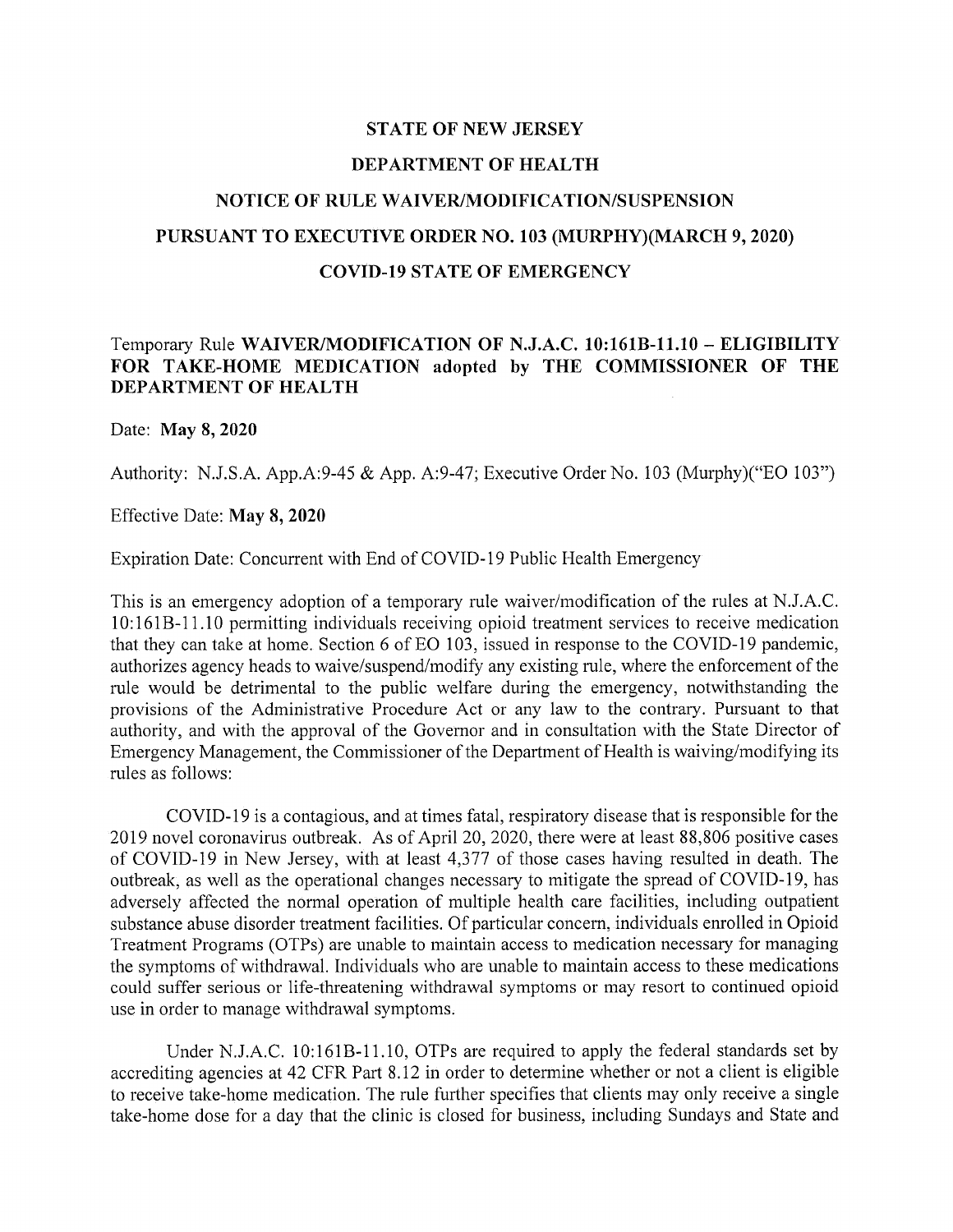**STATE OF NEW JERSEY**

**DEPARTMENT OF HEALTH**

**NOTICE OF RULE WAIVER/MODIFICATION/SUSPENSION**

**PURSUANT TO EXECUTIVE ORDER NO. 103 (MURPHY)(MARCH 9, 2020)**

**COVID-19 STATE OF EMERGENCY**

Temporary Rule **WAIVER/MODIFICATION OF N.J.A.C. 10:161B-11.10 – ELIGIBILITY FOR TAKE-HOME MEDICATION adopted by THE COMMISSIONER OF THE DEPARTMENT OF HEALTH**

Date: **May 8, 2020**

Authority: N.J.S.A. App.A:9-45 & App. A:9-47; Executive Order No. 103 (Murphy)("EO 103")

Effective Date: **May 8, 2020**

Expiration Date: Concurrent with End of COVID-19 Public Health Emergency

This is an emergency adoption of a temporary rule waiver/modification of the rules at N.J.A.C. 10:161B-11.10 permitting individuals receiving opioid treatment services to receive medication that they can take at home. Section 6 of EO 103, issued in response to the COVID-19 pandemic, authorizes agency heads to waive/suspend/modify any existing rule, where the enforcement of the rule would be detrimental to the public welfare during the emergency, notwithstanding the provisions of the Administrative Procedure Act or any law to the contrary. Pursuant to that authority, and with the approval of the Governor and in consultation with the State Director of Emergency Management, the Commissioner of the Department of Health is waiving/modifying its rules as follows:

COVID-19 is a contagious, and at times fatal, respiratory disease that is responsible for the 2019 novel coronavirus outbreak. As of April 20, 2020, there were at least 88,806 positive cases of COVID-19 in New Jersey, with at least 4,377 of those cases having resulted in death. The outbreak, as well as the operational changes necessary to mitigate the spread of COVID-19, has adversely affected the normal operation of multiple health care facilities, including outpatient substance abuse disorder treatment facilities. Of particular concern, individuals enrolled in Opioid Treatment Programs (OTPs) are unable to maintain access to medication necessary for managing the symptoms of withdrawal. Individuals who are unable to maintain access to these medications could suffer serious or life-threatening withdrawal symptoms or may resort to continued opioid use in order to manage withdrawal symptoms.

Under N.J.A.C. 10:161B-11.10, OTPs are required to apply the federal standards set by accrediting agencies at 42 CFR Part 8.12 in order to determine whether or not a client is eligible to receive take-home medication. The rule further specifies that clients may only receive a single take-home dose for a day that the clinic is closed for business, including Sundays and State and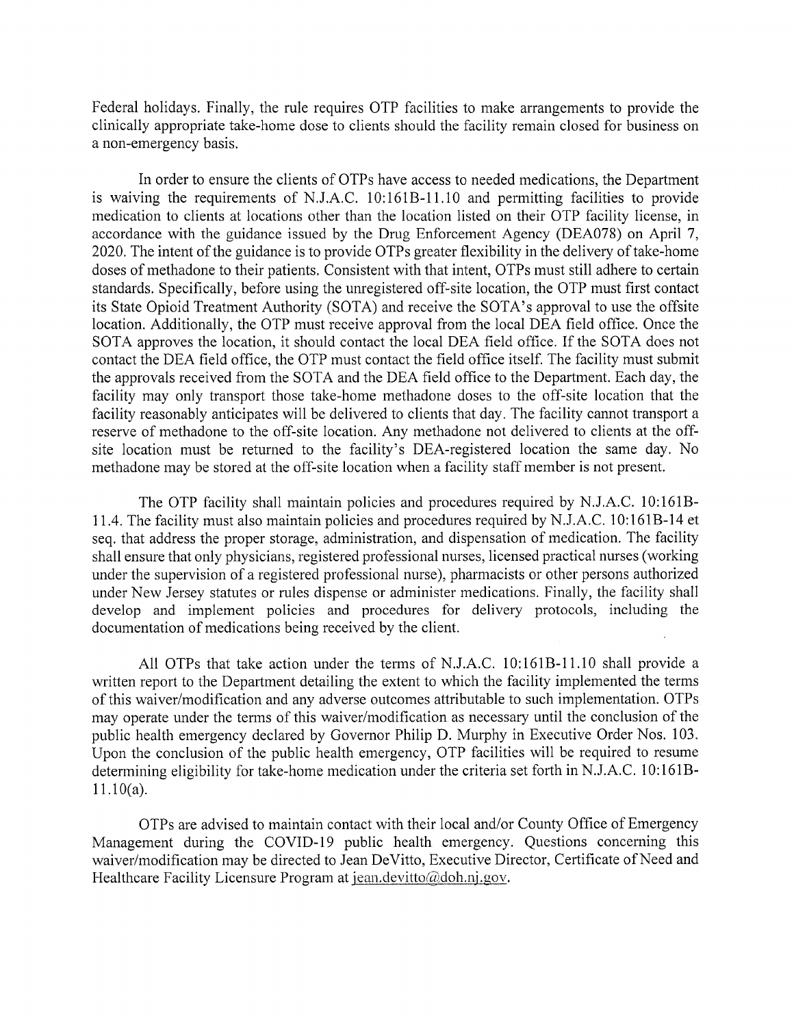Federal holidays. Finally, the rule requires OTP facilities to make arrangements to provide the clinically appropriate take-home dose to clients should the facility remain closed for business on a non-emergency basis.

In order to ensure the clients of OTPs have access to needed medications, the Department is waiving the requirements of N.J.A.C. 10:161B-11.10 and permitting facilities to provide medication to clients at locations other than the location listed on their OTP facility license, in accordance with the guidance issued by the Drug Enforcement Agency (DEA078) on April 7, 2020. The intent of the guidance is to provide OTPs greater flexibility in the delivery of take-home doses of methadone to their patients. Consistent with that intent, OTPs must still adhere to certain standards. Specifically, before using the unregistered off-site location, the OTP must first contact its State Opioid Treatment Authority (SOTA) and receive the SOTA's approval to use the offsite location. Additionally, the OTP must receive approval from the local DEA field office. Once the SOTA approves the location, it should contact the local DEA field office. If the SOTA does not contact the DEA field office, the OTP must contact the field office itself. The facility must submit the approvals received from the SOTA and the DEA field office to the Department. Each day, the facility may only transport those take-home methadone doses to the off-site location that the facility reasonably anticipates will be delivered to clients that day. The facility cannot transport a reserve of methadone to the off-site location. Any methadone not delivered to clients at the off-site location must be returned to the facility's DEA-registered location the same day. No methadone may be stored at the off-site location when a facility staff member is not present.

The OTP facility shall maintain policies and procedures required by N.J.A.C. 10:161B-11.4. The facility must also maintain policies and procedures required by N.J.A.C. 10:161B-14 et seq. that address the proper storage, administration, and dispensation of medication. The facility shall ensure that only physicians, registered professional nurses, licensed practical nurses (working under the supervision of a registered professional nurse), pharmacists or other persons authorized under New Jersey statutes or rules dispense or administer medications. Finally, the facility shall develop and implement policies and procedures for delivery protocols, including the documentation of medications being received by the client.

All OTPs that take action under the terms of N.J.A.C. 10:161B-11.10 shall provide a written report to the Department detailing the extent to which the facility implemented the terms of this waiver/modification and any adverse outcomes attributable to such implementation. OTPs may operate under the terms of this waiver/modification as necessary until the conclusion of the public health emergency declared by Governor Philip D. Murphy in Executive Order Nos. 103. Upon the conclusion of the public health emergency, OTP facilities will be required to resume determining eligibility for take-home medication under the criteria set forth in N.J.A.C. 10:161B-11.10(a).

OTPs are advised to maintain contact with their local and/or County Office of Emergency Management during the COVID-19 public health emergency. Questions concerning this waiver/modification may be directed to Jean DeVitto, Executive Director, Certificate of Need and Healthcare Facility Licensure Program at jean.devitto@doh.nj.gov.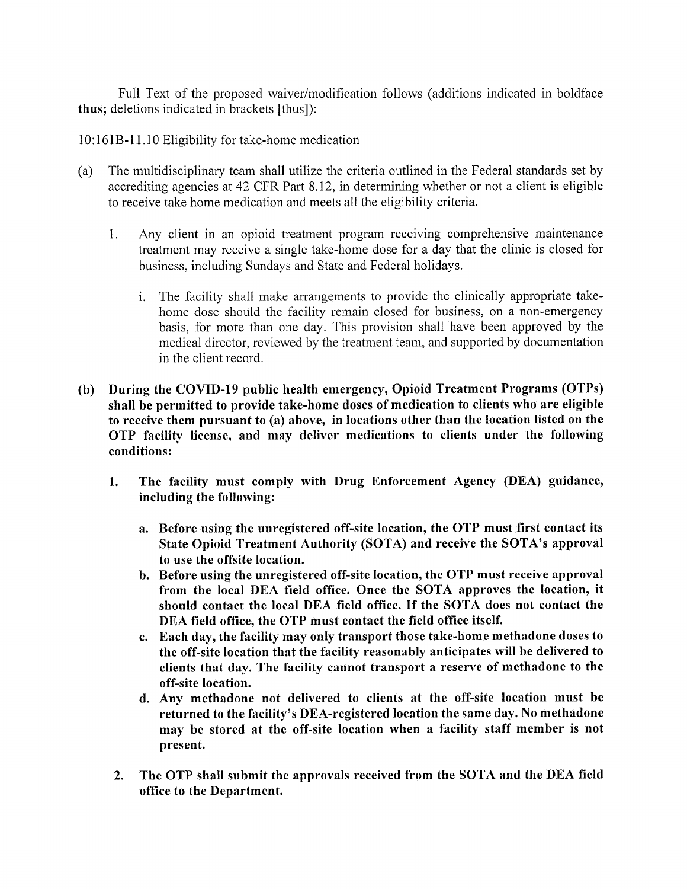Full Text of the proposed waiver/modification follows (additions indicated in boldface **thus**; deletions indicated in brackets [thus]):

10:161B-11.10 Eligibility for take-home medication

(a) The multidisciplinary team shall utilize the criteria outlined in the Federal standards set by accrediting agencies at 42 CFR Part 8.12, in determining whether or not a client is eligible to receive take home medication and meets all the eligibility criteria.

   1. Any client in an opioid treatment program receiving comprehensive maintenance treatment may receive a single take-home dose for a day that the clinic is closed for business, including Sundays and State and Federal holidays.

      i. The facility shall make arrangements to provide the clinically appropriate take-home dose should the facility remain closed for business, on a non-emergency basis, for more than one day. This provision shall have been approved by the medical director, reviewed by the treatment team, and supported by documentation in the client record.

**(b) During the COVID-19 public health emergency, Opioid Treatment Programs (OTPs) shall be permitted to provide take-home doses of medication to clients who are eligible to receive them pursuant to (a) above, in locations other than the location listed on the OTP facility license, and may deliver medications to clients under the following conditions:**

   **1. The facility must comply with Drug Enforcement Agency (DEA) guidance, including the following:**

      **a. Before using the unregistered off-site location, the OTP must first contact its State Opioid Treatment Authority (SOTA) and receive the SOTA's approval to use the offsite location.**

      **b. Before using the unregistered off-site location, the OTP must receive approval from the local DEA field office. Once the SOTA approves the location, it should contact the local DEA field office. If the SOTA does not contact the DEA field office, the OTP must contact the field office itself.**

      **c. Each day, the facility may only transport those take-home methadone doses to the off-site location that the facility reasonably anticipates will be delivered to clients that day. The facility cannot transport a reserve of methadone to the off-site location.**

      **d. Any methadone not delivered to clients at the off-site location must be returned to the facility's DEA-registered location the same day. No methadone may be stored at the off-site location when a facility staff member is not present.**

   **2. The OTP shall submit the approvals received from the SOTA and the DEA field office to the Department.**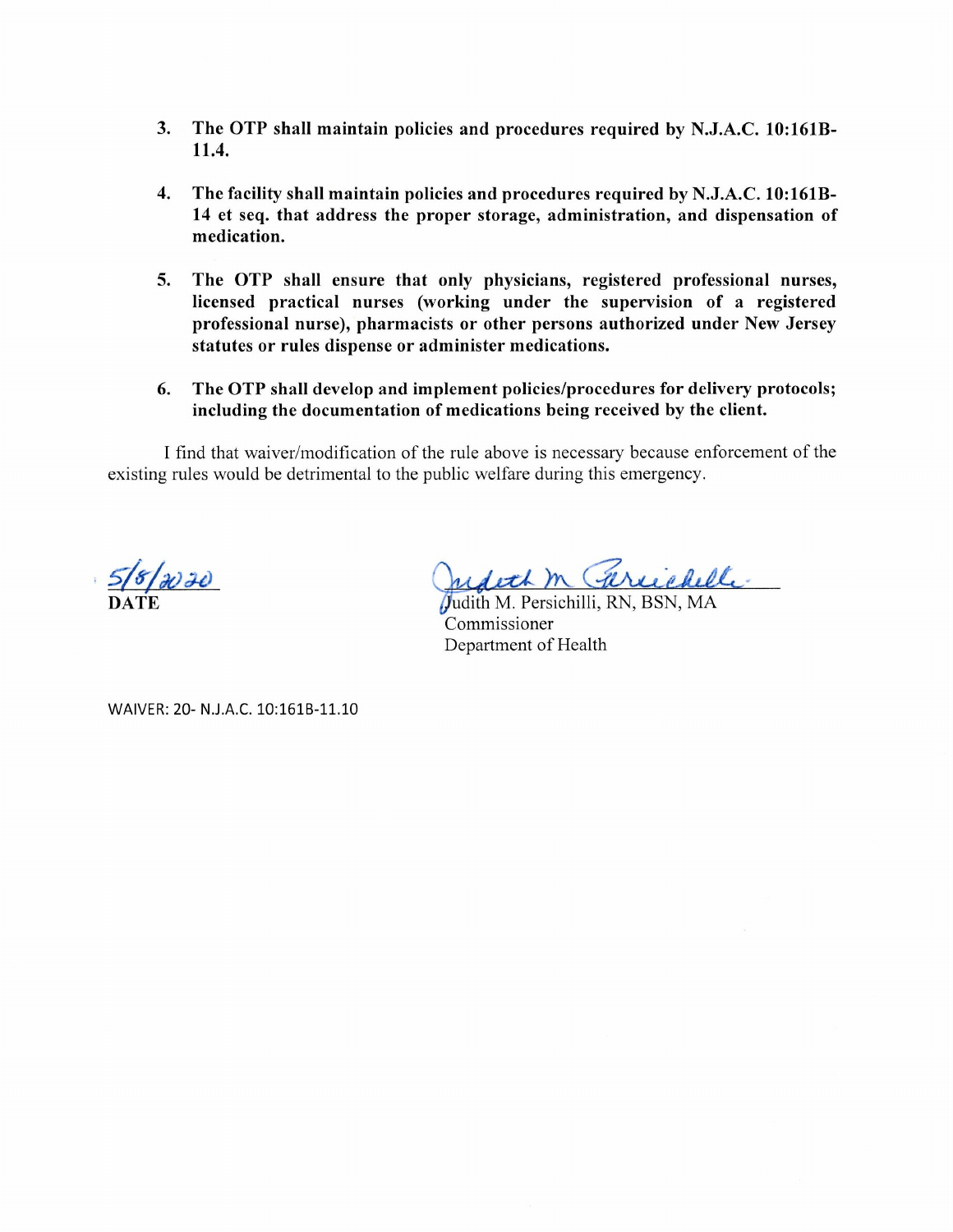3. **The OTP shall maintain policies and procedures required by N.J.A.C. 10:161B-11.4.**

4. **The facility shall maintain policies and procedures required by N.J.A.C. 10:161B-14 et seq. that address the proper storage, administration, and dispensation of medication.**

5. **The OTP shall ensure that only physicians, registered professional nurses, licensed practical nurses (working under the supervision of a registered professional nurse), pharmacists or other persons authorized under New Jersey statutes or rules dispense or administer medications.**

6. **The OTP shall develop and implement policies/procedures for delivery protocols; including the documentation of medications being received by the client.**

I find that waiver/modification of the rule above is necessary because enforcement of the existing rules would be detrimental to the public welfare during this emergency.

5/8/2020
**DATE**

Judith M. Persichilli, RN, BSN, MA
Commissioner
Department of Health

WAIVER: 20- N.J.A.C. 10:161B-11.10